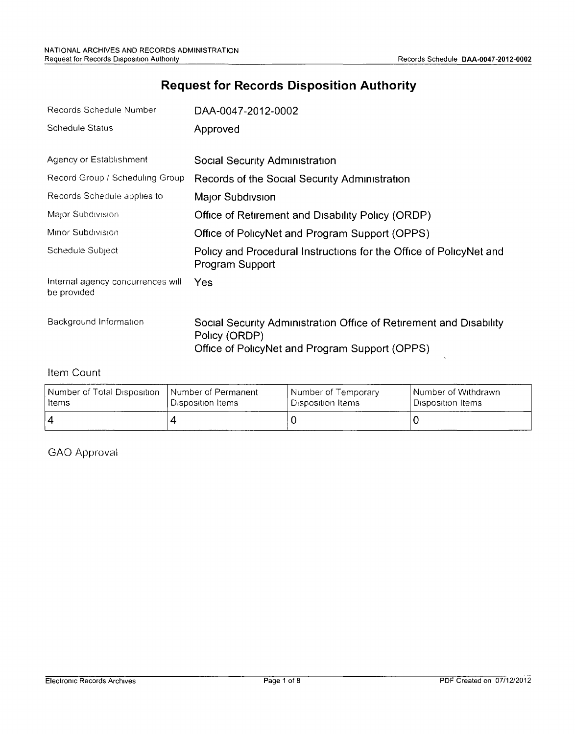# Request for Records Disposition Authority

| | |
|---|---|
| Records Schedule Number | DAA-0047-2012-0002 |
| Schedule Status | Approved |
| Agency or Establishment | Social Security Administration |
| Record Group / Scheduling Group | Records of the Social Security Administration |
| Records Schedule applies to | Major Subdivsion |
| Major Subdivision | Office of Retirement and Disability Policy (ORDP) |
| Minor Subdivision | Office of PolicyNet and Program Support (OPPS) |
| Schedule Subject | Policy and Procedural Instructions for the Office of PolicyNet and Program Support |
| Internal agency concurrences will be provided | Yes |
| Background Information | Social Security Administration Office of Retirement and Disability Policy (ORDP)<br>Office of PolicyNet and Program Support (OPPS) |

## Item Count

| Number of Total Disposition Items | Number of Permanent Disposition Items | Number of Temporary Disposition Items | Number of Withdrawn Disposition Items |
|---|---|---|---|
| 4 | 4 | 0 | 0 |

## GAO Approval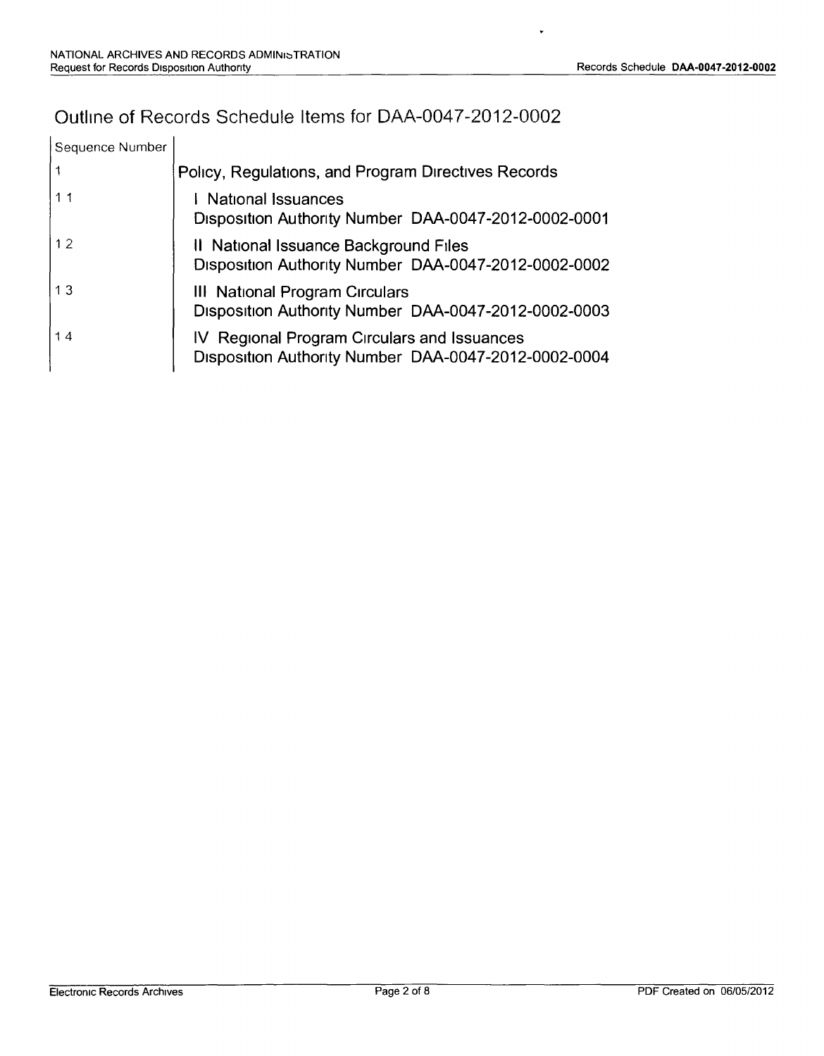# Outline of Records Schedule Items for DAA-0047-2012-0002

| Sequence Number | |
|---|---|
| 1 | Policy, Regulations, and Program Directives Records |
| 1 1 | I National Issuances<br>Disposition Authority Number DAA-0047-2012-0002-0001 |
| 1 2 | II National Issuance Background Files<br>Disposition Authority Number DAA-0047-2012-0002-0002 |
| 1 3 | III National Program Circulars<br>Disposition Authority Number DAA-0047-2012-0002-0003 |
| 1 4 | IV Regional Program Circulars and Issuances<br>Disposition Authority Number DAA-0047-2012-0002-0004 |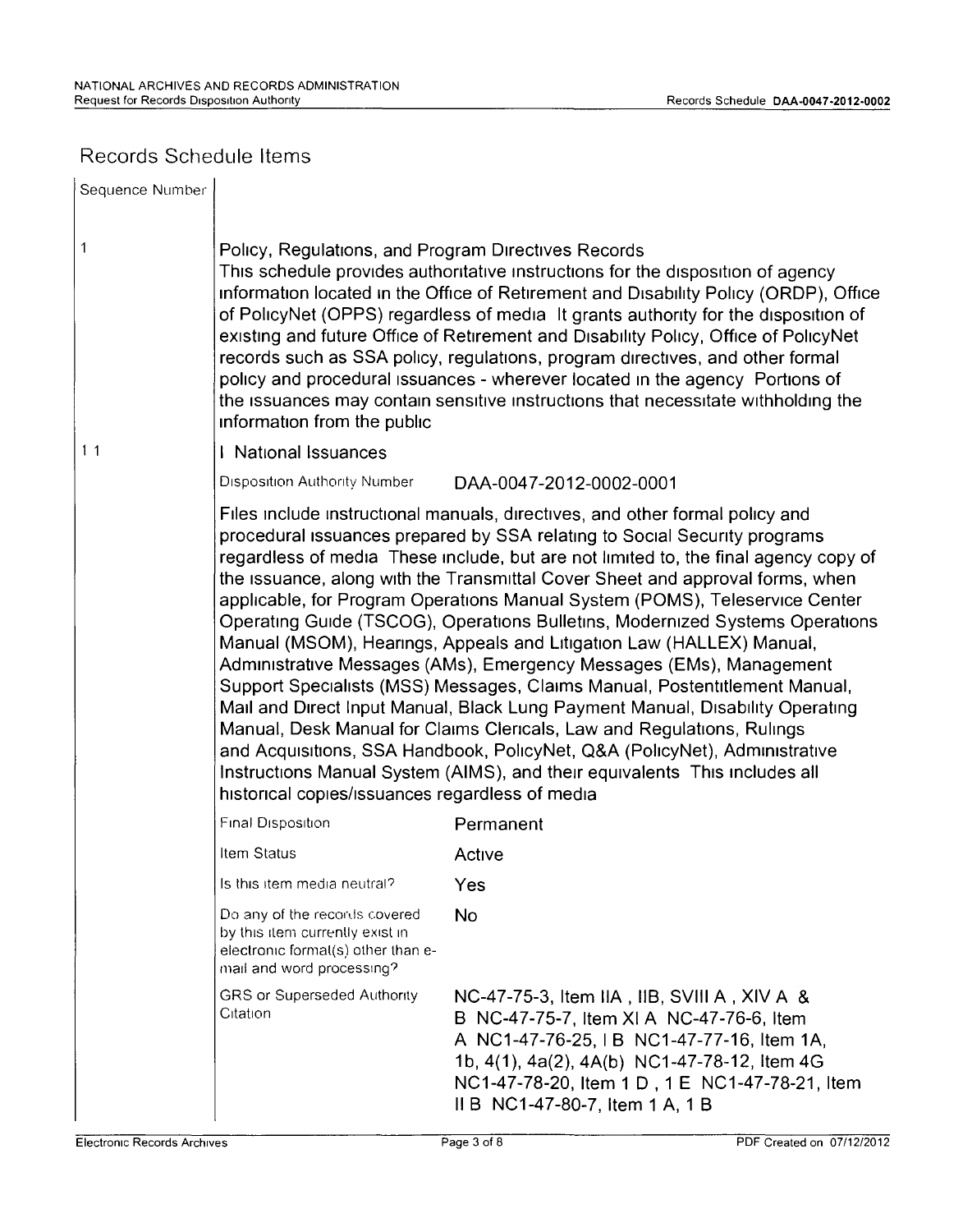## Records Schedule Items

| Sequence Number | |
|---|---|
| 1 | **Policy, Regulations, and Program Directives Records**<br>This schedule provides authoritative instructions for the disposition of agency information located in the Office of Retirement and Disability Policy (ORDP), Office of PolicyNet (OPPS) regardless of media It grants authority for the disposition of existing and future Office of Retirement and Disability Policy, Office of PolicyNet records such as SSA policy, regulations, program directives, and other formal policy and procedural issuances - wherever located in the agency Portions of the issuances may contain sensitive instructions that necessitate withholding the information from the public |
| 1 1 | **I National Issuances** |

| | |
|---|---|
| Disposition Authority Number | DAA-0047-2012-0002-0001 |

Files include instructional manuals, directives, and other formal policy and procedural issuances prepared by SSA relating to Social Security programs regardless of media These include, but are not limited to, the final agency copy of the issuance, along with the Transmittal Cover Sheet and approval forms, when applicable, for Program Operations Manual System (POMS), Teleservice Center Operating Guide (TSCOG), Operations Bulletins, Modernized Systems Operations Manual (MSOM), Hearings, Appeals and Litigation Law (HALLEX) Manual, Administrative Messages (AMs), Emergency Messages (EMs), Management Support Specialists (MSS) Messages, Claims Manual, Postentitlement Manual, Mail and Direct Input Manual, Black Lung Payment Manual, Disability Operating Manual, Desk Manual for Claims Clericals, Law and Regulations, Rulings and Acquisitions, SSA Handbook, PolicyNet, Q&A (PolicyNet), Administrative Instructions Manual System (AIMS), and their equivalents This includes all historical copies/issuances regardless of media

| | |
|---|---|
| Final Disposition | Permanent |
| Item Status | Active |
| Is this item media neutral? | Yes |
| Do any of the records covered by this item currently exist in electronic format(s) other than e-mail and word processing? | No |
| GRS or Superseded Authority Citation | NC-47-75-3, Item IIA , IIB, SVIII A , XIV A & B NC-47-75-7, Item XI A NC-47-76-6, Item A NC1-47-76-25, I B NC1-47-77-16, Item 1A, 1b, 4(1), 4a(2), 4A(b) NC1-47-78-12, Item 4G NC1-47-78-20, Item 1 D , 1 E NC1-47-78-21, Item II B NC1-47-80-7, Item 1 A, 1 B |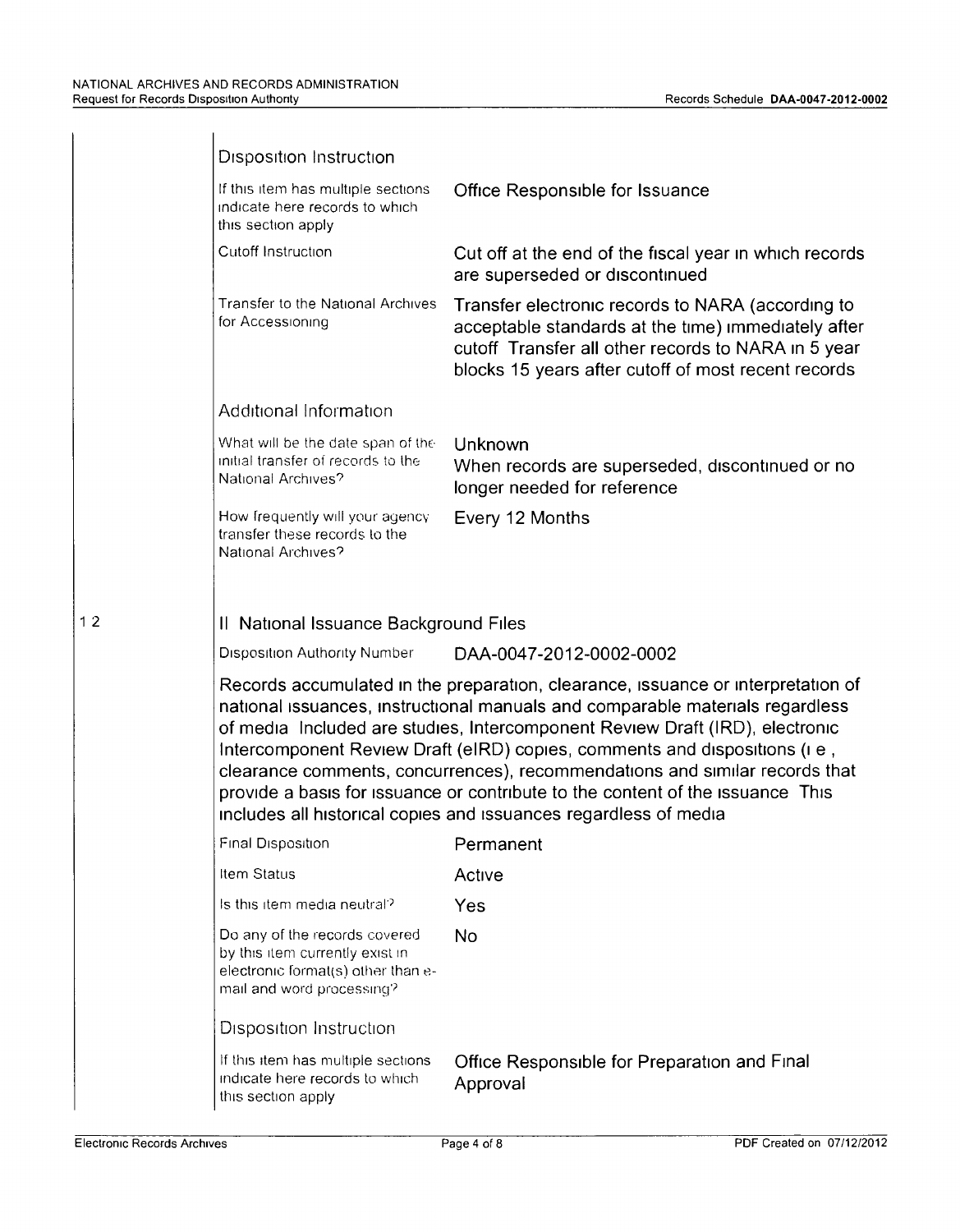### Disposition Instruction

| | |
|---|---|
| If this item has multiple sections indicate here records to which this section apply | Office Responsible for Issuance |
| Cutoff Instruction | Cut off at the end of the fiscal year in which records are superseded or discontinued |
| Transfer to the National Archives for Accessioning | Transfer electronic records to NARA (according to acceptable standards at the time) immediately after cutoff Transfer all other records to NARA in 5 year blocks 15 years after cutoff of most recent records |

### Additional Information

| | |
|---|---|
| What will be the date span of the initial transfer of records to the National Archives? | Unknown<br>When records are superseded, discontinued or no longer needed for reference |
| How frequently will your agency transfer these records to the National Archives? | Every 12 Months |

1 2

## II National Issuance Background Files

Disposition Authority Number: DAA-0047-2012-0002-0002

Records accumulated in the preparation, clearance, issuance or interpretation of national issuances, instructional manuals and comparable materials regardless of media Included are studies, Intercomponent Review Draft (IRD), electronic Intercomponent Review Draft (eIRD) copies, comments and dispositions (i e , clearance comments, concurrences), recommendations and similar records that provide a basis for issuance or contribute to the content of the issuance This includes all historical copies and issuances regardless of media

| | |
|---|---|
| Final Disposition | Permanent |
| Item Status | Active |
| Is this item media neutral? | Yes |
| Do any of the records covered by this item currently exist in electronic format(s) other than e-mail and word processing? | No |

### Disposition Instruction

| | |
|---|---|
| If this item has multiple sections indicate here records to which this section apply | Office Responsible for Preparation and Final Approval |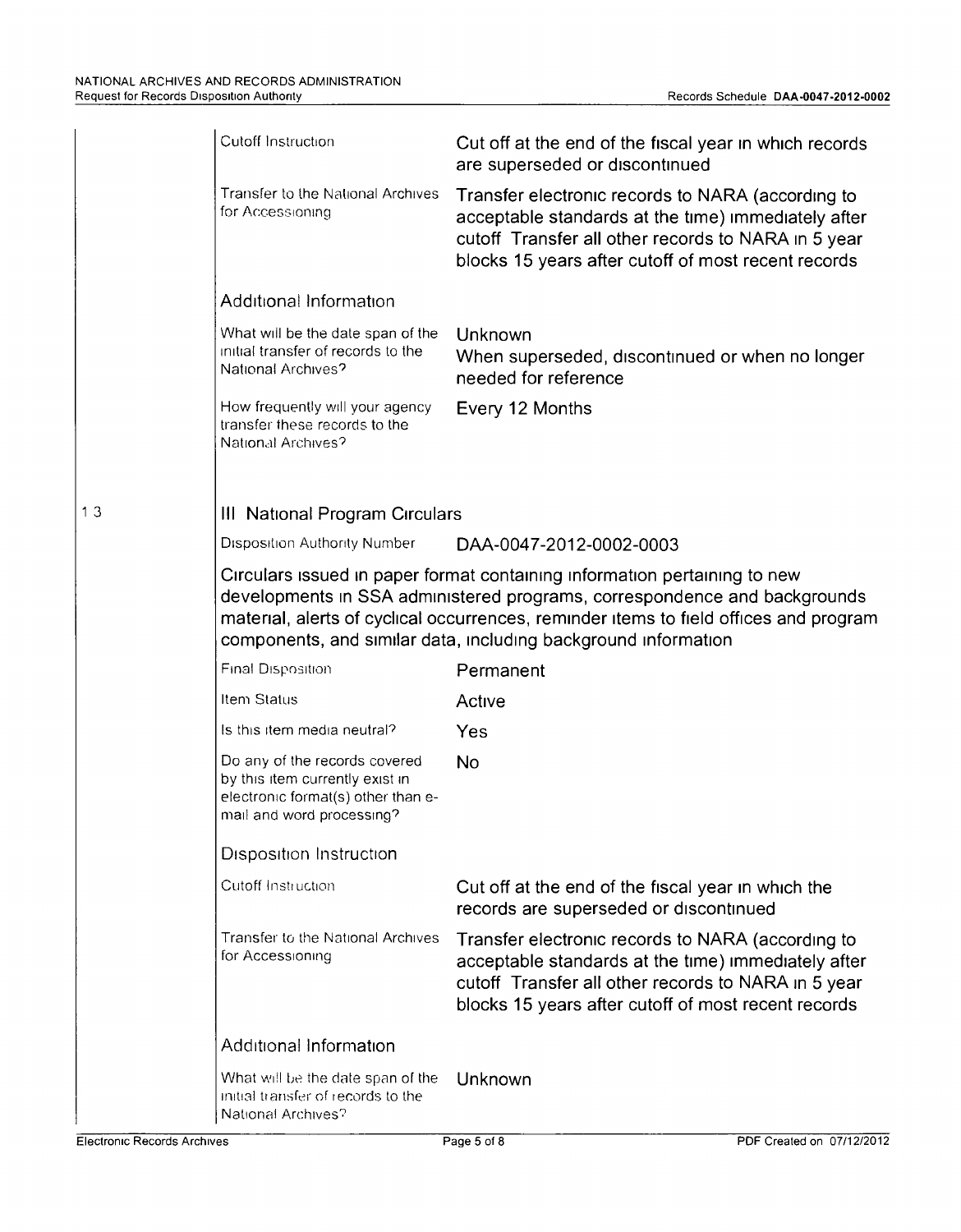| | |
|---|---|
| Cutoff Instruction | Cut off at the end of the fiscal year in which records are superseded or discontinued |
| Transfer to the National Archives for Accessioning | Transfer electronic records to NARA (according to acceptable standards at the time) immediately after cutoff Transfer all other records to NARA in 5 year blocks 15 years after cutoff of most recent records |

Additional Information

| | |
|---|---|
| What will be the date span of the initial transfer of records to the National Archives? | Unknown<br>When superseded, discontinued or when no longer needed for reference |
| How frequently will your agency transfer these records to the National Archives? | Every 12 Months |

1 3

## III National Program Circulars

| | |
|---|---|
| Disposition Authority Number | DAA-0047-2012-0002-0003 |

Circulars issued in paper format containing information pertaining to new developments in SSA administered programs, correspondence and backgrounds material, alerts of cyclical occurrences, reminder items to field offices and program components, and similar data, including background information

| | |
|---|---|
| Final Disposition | Permanent |
| Item Status | Active |
| Is this item media neutral? | Yes |
| Do any of the records covered by this item currently exist in electronic format(s) other than e-mail and word processing? | No |

Disposition Instruction

| | |
|---|---|
| Cutoff Instruction | Cut off at the end of the fiscal year in which the records are superseded or discontinued |
| Transfer to the National Archives for Accessioning | Transfer electronic records to NARA (according to acceptable standards at the time) immediately after cutoff Transfer all other records to NARA in 5 year blocks 15 years after cutoff of most recent records |

Additional Information

| | |
|---|---|
| What will be the date span of the initial transfer of records to the National Archives? | Unknown |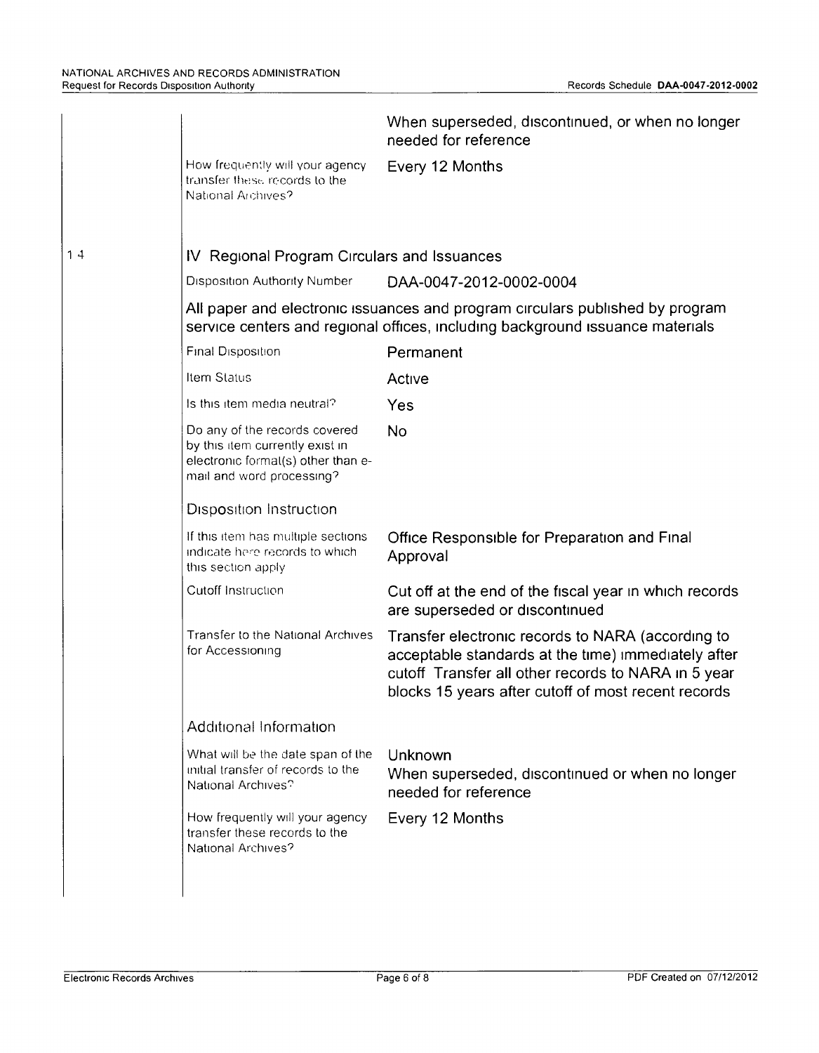| | | |
|---|---|---|
| | | When superseded, discontinued, or when no longer needed for reference |
| | How frequently will your agency transfer these records to the National Archives? | Every 12 Months |

## 1.4 IV Regional Program Circulars and Issuances

| | |
|---|---|
| Disposition Authority Number | DAA-0047-2012-0002-0004 |

All paper and electronic issuances and program circulars published by program service centers and regional offices, including background issuance materials

| | |
|---|---|
| Final Disposition | Permanent |
| Item Status | Active |
| Is this item media neutral? | Yes |
| Do any of the records covered by this item currently exist in electronic format(s) other than e-mail and word processing? | No |

### Disposition Instruction

| | |
|---|---|
| If this item has multiple sections indicate here records to which this section apply | Office Responsible for Preparation and Final Approval |
| Cutoff Instruction | Cut off at the end of the fiscal year in which records are superseded or discontinued |
| Transfer to the National Archives for Accessioning | Transfer electronic records to NARA (according to acceptable standards at the time) immediately after cutoff Transfer all other records to NARA in 5 year blocks 15 years after cutoff of most recent records |

### Additional Information

| | |
|---|---|
| What will be the date span of the initial transfer of records to the National Archives? | Unknown<br>When superseded, discontinued or when no longer needed for reference |
| How frequently will your agency transfer these records to the National Archives? | Every 12 Months |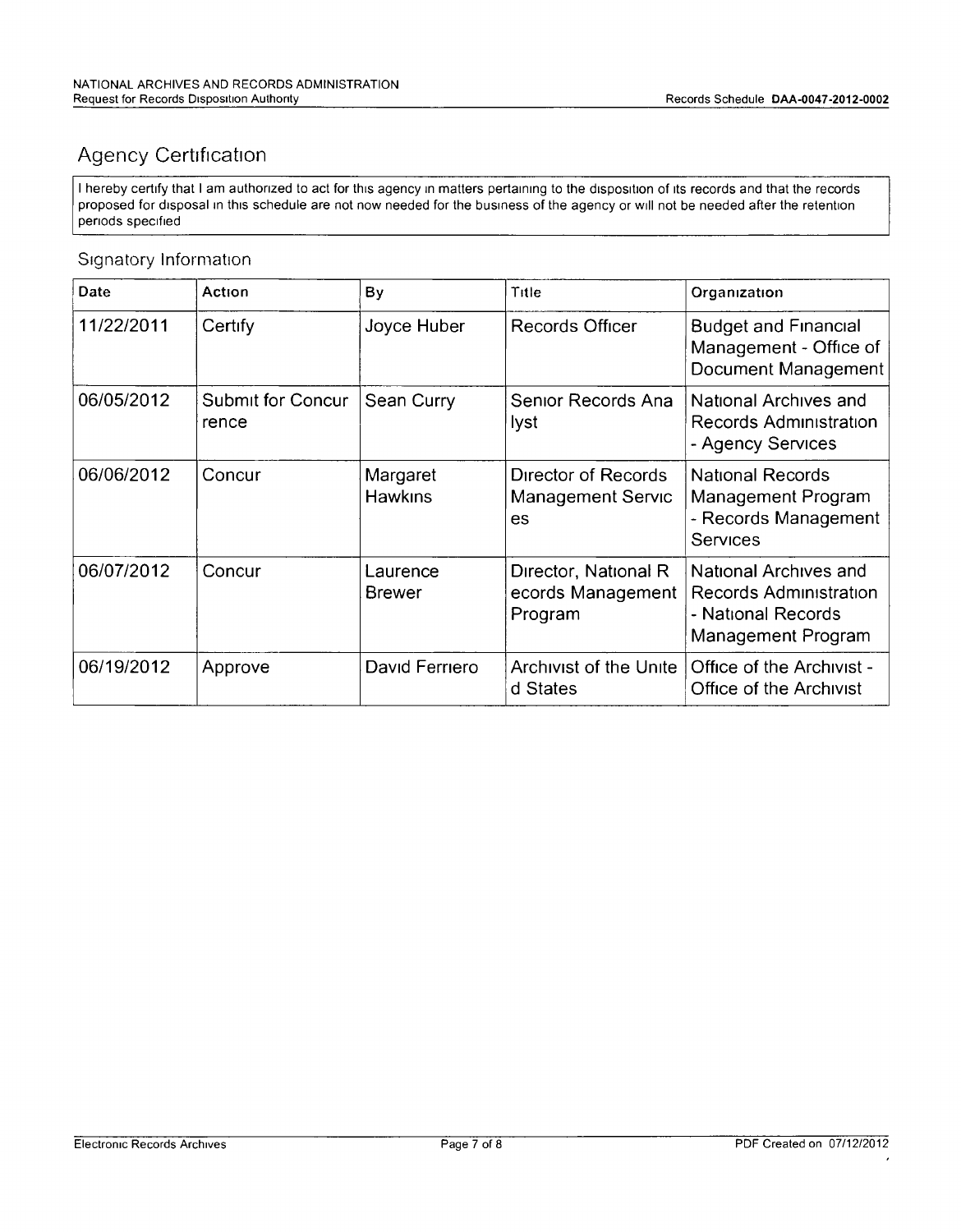## Agency Certification

I hereby certify that I am authorized to act for this agency in matters pertaining to the disposition of its records and that the records proposed for disposal in this schedule are not now needed for the business of the agency or will not be needed after the retention periods specified

### Signatory Information

| Date | Action | By | Title | Organization |
|---|---|---|---|---|
| 11/22/2011 | Certify | Joyce Huber | Records Officer | Budget and Financial Management - Office of Document Management |
| 06/05/2012 | Submit for Concurrence | Sean Curry | Senior Records Analyst | National Archives and Records Administration - Agency Services |
| 06/06/2012 | Concur | Margaret Hawkins | Director of Records Management Services | National Records Management Program - Records Management Services |
| 06/07/2012 | Concur | Laurence Brewer | Director, National Records Management Program | National Archives and Records Administration - National Records Management Program |
| 06/19/2012 | Approve | David Ferriero | Archivist of the United States | Office of the Archivist - Office of the Archivist |